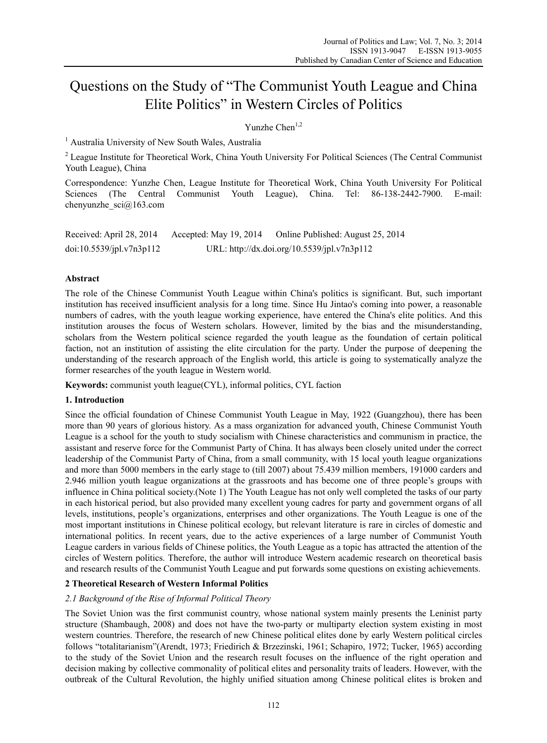# Questions on the Study of "The Communist Youth League and China Elite Politics" in Western Circles of Politics

Yunzhe Chen[1,2]

[1] Australia University of New South Wales, Australia

[2] League Institute for Theoretical Work, China Youth University For Political Sciences (The Central Communist Youth League), China

Correspondence: Yunzhe Chen, League Institute for Theoretical Work, China Youth University For Political Sciences (The Central Communist Youth League), China. Tel: 86-138-2442-7900. E-mail: chenyunzhe_sci@163.com

Received: April 28, 2014 Accepted: May 19, 2014 Online Published: August 25, 2014

doi:10.5539/jpl.v7n3p112 URL: http://dx.doi.org/10.5539/jpl.v7n3p112

## Abstract

The role of the Chinese Communist Youth League within China's politics is significant. But, such important institution has received insufficient analysis for a long time. Since Hu Jintao's coming into power, a reasonable numbers of cadres, with the youth league working experience, have entered the China's elite politics. And this institution arouses the focus of Western scholars. However, limited by the bias and the misunderstanding, scholars from the Western political science regarded the youth league as the foundation of certain political faction, not an institution of assisting the elite circulation for the party. Under the purpose of deepening the understanding of the research approach of the English world, this article is going to systematically analyze the former researches of the youth league in Western world.

**Keywords:** communist youth league(CYL), informal politics, CYL faction

## 1. Introduction

Since the official foundation of Chinese Communist Youth League in May, 1922 (Guangzhou), there has been more than 90 years of glorious history. As a mass organization for advanced youth, Chinese Communist Youth League is a school for the youth to study socialism with Chinese characteristics and communism in practice, the assistant and reserve force for the Communist Party of China. It has always been closely united under the correct leadership of the Communist Party of China, from a small community, with 15 local youth league organizations and more than 5000 members in the early stage to (till 2007) about 75.439 million members, 191000 carders and 2.946 million youth league organizations at the grassroots and has become one of three people's groups with influence in China political society.(Note 1) The Youth League has not only well completed the tasks of our party in each historical period, but also provided many excellent young cadres for party and government organs of all levels, institutions, people's organizations, enterprises and other organizations. The Youth League is one of the most important institutions in Chinese political ecology, but relevant literature is rare in circles of domestic and international politics. In recent years, due to the active experiences of a large number of Communist Youth League carders in various fields of Chinese politics, the Youth League as a topic has attracted the attention of the circles of Western politics. Therefore, the author will introduce Western academic research on theoretical basis and research results of the Communist Youth League and put forwards some questions on existing achievements.

## 2 Theoretical Research of Western Informal Politics

### 2.1 Background of the Rise of Informal Political Theory

The Soviet Union was the first communist country, whose national system mainly presents the Leninist party structure (Shambaugh, 2008) and does not have the two-party or multiparty election system existing in most western countries. Therefore, the research of new Chinese political elites done by early Western political circles follows "totalitarianism"(Arendt, 1973; Friedirich & Brzezinski, 1961; Schapiro, 1972; Tucker, 1965) according to the study of the Soviet Union and the research result focuses on the influence of the right operation and decision making by collective commonality of political elites and personality traits of leaders. However, with the outbreak of the Cultural Revolution, the highly unified situation among Chinese political elites is broken and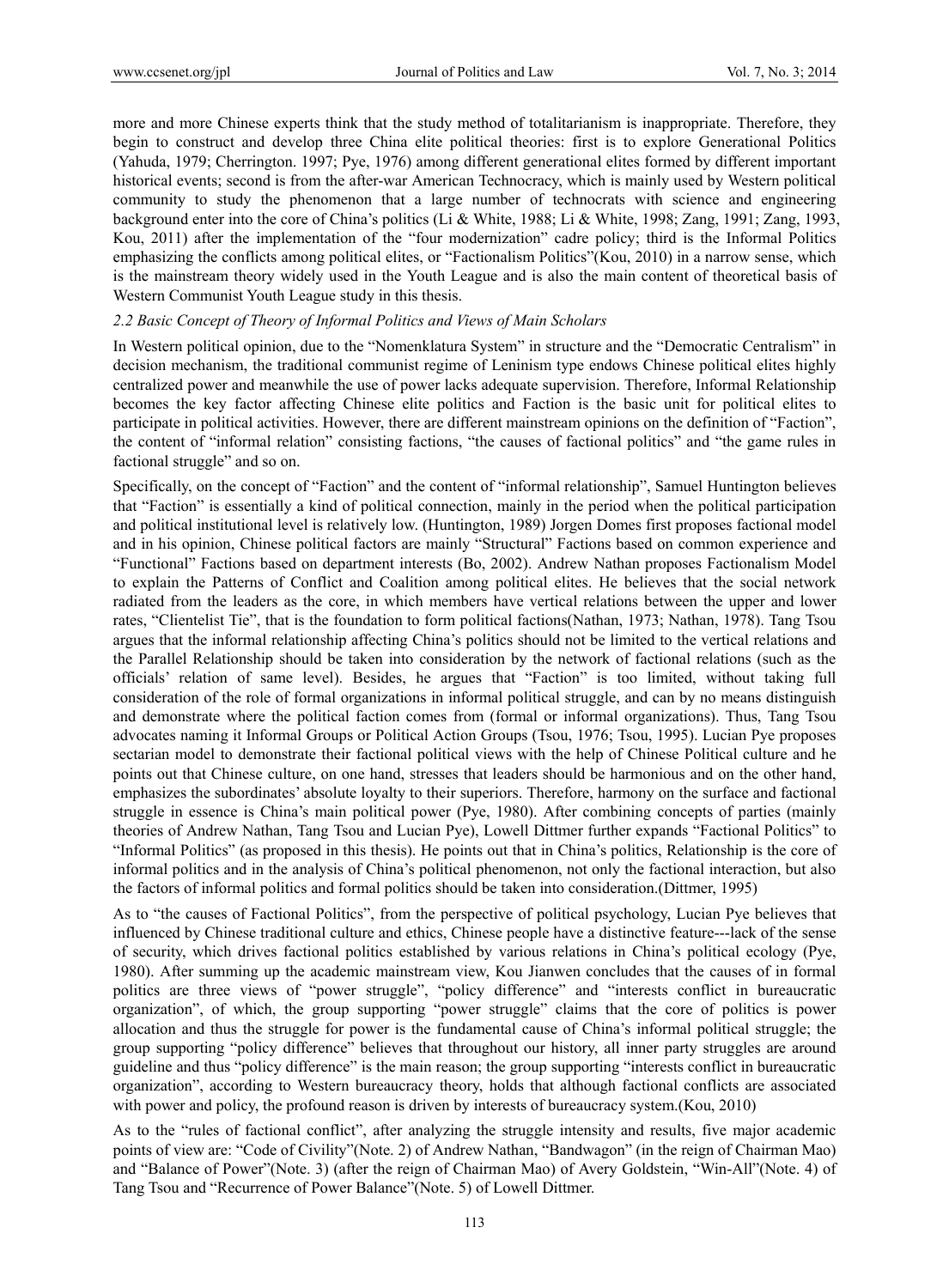more and more Chinese experts think that the study method of totalitarianism is inappropriate. Therefore, they begin to construct and develop three China elite political theories: first is to explore Generational Politics (Yahuda, 1979; Cherrington. 1997; Pye, 1976) among different generational elites formed by different important historical events; second is from the after-war American Technocracy, which is mainly used by Western political community to study the phenomenon that a large number of technocrats with science and engineering background enter into the core of China's politics (Li & White, 1988; Li & White, 1998; Zang, 1991; Zang, 1993, Kou, 2011) after the implementation of the "four modernization" cadre policy; third is the Informal Politics emphasizing the conflicts among political elites, or "Factionalism Politics"(Kou, 2010) in a narrow sense, which is the mainstream theory widely used in the Youth League and is also the main content of theoretical basis of Western Communist Youth League study in this thesis.

### *2.2 Basic Concept of Theory of Informal Politics and Views of Main Scholars*

In Western political opinion, due to the "Nomenklatura System" in structure and the "Democratic Centralism" in decision mechanism, the traditional communist regime of Leninism type endows Chinese political elites highly centralized power and meanwhile the use of power lacks adequate supervision. Therefore, Informal Relationship becomes the key factor affecting Chinese elite politics and Faction is the basic unit for political elites to participate in political activities. However, there are different mainstream opinions on the definition of "Faction", the content of "informal relation" consisting factions, "the causes of factional politics" and "the game rules in factional struggle" and so on.

Specifically, on the concept of "Faction" and the content of "informal relationship", Samuel Huntington believes that "Faction" is essentially a kind of political connection, mainly in the period when the political participation and political institutional level is relatively low. (Huntington, 1989) Jorgen Domes first proposes factional model and in his opinion, Chinese political factors are mainly "Structural" Factions based on common experience and "Functional" Factions based on department interests (Bo, 2002). Andrew Nathan proposes Factionalism Model to explain the Patterns of Conflict and Coalition among political elites. He believes that the social network radiated from the leaders as the core, in which members have vertical relations between the upper and lower rates, "Clientelist Tie", that is the foundation to form political factions(Nathan, 1973; Nathan, 1978). Tang Tsou argues that the informal relationship affecting China's politics should not be limited to the vertical relations and the Parallel Relationship should be taken into consideration by the network of factional relations (such as the officials' relation of same level). Besides, he argues that "Faction" is too limited, without taking full consideration of the role of formal organizations in informal political struggle, and can by no means distinguish and demonstrate where the political faction comes from (formal or informal organizations). Thus, Tang Tsou advocates naming it Informal Groups or Political Action Groups (Tsou, 1976; Tsou, 1995). Lucian Pye proposes sectarian model to demonstrate their factional political views with the help of Chinese Political culture and he points out that Chinese culture, on one hand, stresses that leaders should be harmonious and on the other hand, emphasizes the subordinates' absolute loyalty to their superiors. Therefore, harmony on the surface and factional struggle in essence is China's main political power (Pye, 1980). After combining concepts of parties (mainly theories of Andrew Nathan, Tang Tsou and Lucian Pye), Lowell Dittmer further expands "Factional Politics" to "Informal Politics" (as proposed in this thesis). He points out that in China's politics, Relationship is the core of informal politics and in the analysis of China's political phenomenon, not only the factional interaction, but also the factors of informal politics and formal politics should be taken into consideration.(Dittmer, 1995)

As to "the causes of Factional Politics", from the perspective of political psychology, Lucian Pye believes that influenced by Chinese traditional culture and ethics, Chinese people have a distinctive feature---lack of the sense of security, which drives factional politics established by various relations in China's political ecology (Pye, 1980). After summing up the academic mainstream view, Kou Jianwen concludes that the causes of in formal politics are three views of "power struggle", "policy difference" and "interests conflict in bureaucratic organization", of which, the group supporting "power struggle" claims that the core of politics is power allocation and thus the struggle for power is the fundamental cause of China's informal political struggle; the group supporting "policy difference" believes that throughout our history, all inner party struggles are around guideline and thus "policy difference" is the main reason; the group supporting "interests conflict in bureaucratic organization", according to Western bureaucracy theory, holds that although factional conflicts are associated with power and policy, the profound reason is driven by interests of bureaucracy system.(Kou, 2010)

As to the "rules of factional conflict", after analyzing the struggle intensity and results, five major academic points of view are: "Code of Civility"(Note. 2) of Andrew Nathan, "Bandwagon" (in the reign of Chairman Mao) and "Balance of Power"(Note. 3) (after the reign of Chairman Mao) of Avery Goldstein, "Win-All"(Note. 4) of Tang Tsou and "Recurrence of Power Balance"(Note. 5) of Lowell Dittmer.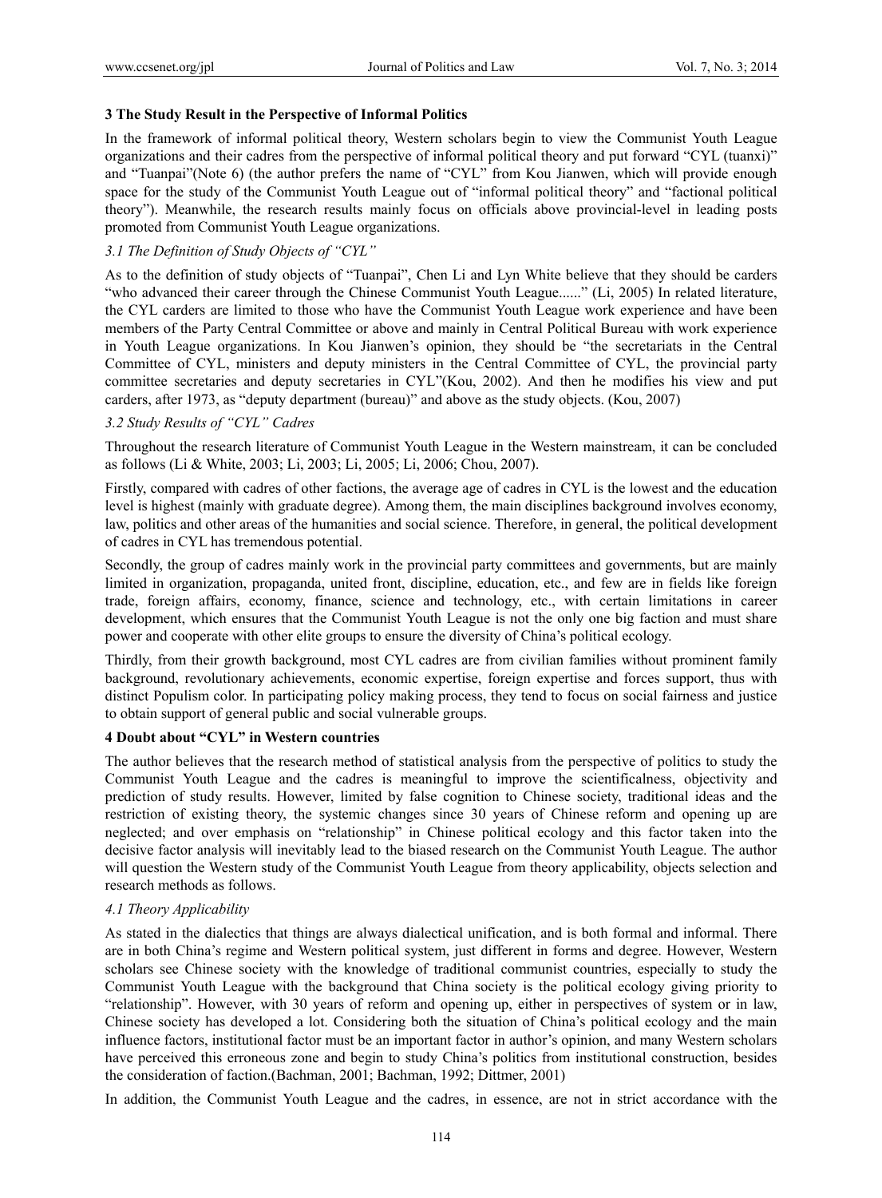## 3 The Study Result in the Perspective of Informal Politics

In the framework of informal political theory, Western scholars begin to view the Communist Youth League organizations and their cadres from the perspective of informal political theory and put forward "CYL (tuanxi)" and "Tuanpai"(Note 6) (the author prefers the name of "CYL" from Kou Jianwen, which will provide enough space for the study of the Communist Youth League out of "informal political theory" and "factional political theory"). Meanwhile, the research results mainly focus on officials above provincial-level in leading posts promoted from Communist Youth League organizations.

### *3.1 The Definition of Study Objects of "CYL"*

As to the definition of study objects of "Tuanpai", Chen Li and Lyn White believe that they should be carders "who advanced their career through the Chinese Communist Youth League......" (Li, 2005) In related literature, the CYL carders are limited to those who have the Communist Youth League work experience and have been members of the Party Central Committee or above and mainly in Central Political Bureau with work experience in Youth League organizations. In Kou Jianwen's opinion, they should be "the secretariats in the Central Committee of CYL, ministers and deputy ministers in the Central Committee of CYL, the provincial party committee secretaries and deputy secretaries in CYL"(Kou, 2002). And then he modifies his view and put carders, after 1973, as "deputy department (bureau)" and above as the study objects. (Kou, 2007)

### *3.2 Study Results of "CYL" Cadres*

Throughout the research literature of Communist Youth League in the Western mainstream, it can be concluded as follows (Li & White, 2003; Li, 2003; Li, 2005; Li, 2006; Chou, 2007).

Firstly, compared with cadres of other factions, the average age of cadres in CYL is the lowest and the education level is highest (mainly with graduate degree). Among them, the main disciplines background involves economy, law, politics and other areas of the humanities and social science. Therefore, in general, the political development of cadres in CYL has tremendous potential.

Secondly, the group of cadres mainly work in the provincial party committees and governments, but are mainly limited in organization, propaganda, united front, discipline, education, etc., and few are in fields like foreign trade, foreign affairs, economy, finance, science and technology, etc., with certain limitations in career development, which ensures that the Communist Youth League is not the only one big faction and must share power and cooperate with other elite groups to ensure the diversity of China's political ecology.

Thirdly, from their growth background, most CYL cadres are from civilian families without prominent family background, revolutionary achievements, economic expertise, foreign expertise and forces support, thus with distinct Populism color. In participating policy making process, they tend to focus on social fairness and justice to obtain support of general public and social vulnerable groups.

## 4 Doubt about "CYL" in Western countries

The author believes that the research method of statistical analysis from the perspective of politics to study the Communist Youth League and the cadres is meaningful to improve the scientificalness, objectivity and prediction of study results. However, limited by false cognition to Chinese society, traditional ideas and the restriction of existing theory, the systemic changes since 30 years of Chinese reform and opening up are neglected; and over emphasis on "relationship" in Chinese political ecology and this factor taken into the decisive factor analysis will inevitably lead to the biased research on the Communist Youth League. The author will question the Western study of the Communist Youth League from theory applicability, objects selection and research methods as follows.

### *4.1 Theory Applicability*

As stated in the dialectics that things are always dialectical unification, and is both formal and informal. There are in both China's regime and Western political system, just different in forms and degree. However, Western scholars see Chinese society with the knowledge of traditional communist countries, especially to study the Communist Youth League with the background that China society is the political ecology giving priority to "relationship". However, with 30 years of reform and opening up, either in perspectives of system or in law, Chinese society has developed a lot. Considering both the situation of China's political ecology and the main influence factors, institutional factor must be an important factor in author's opinion, and many Western scholars have perceived this erroneous zone and begin to study China's politics from institutional construction, besides the consideration of faction.(Bachman, 2001; Bachman, 1992; Dittmer, 2001)

In addition, the Communist Youth League and the cadres, in essence, are not in strict accordance with the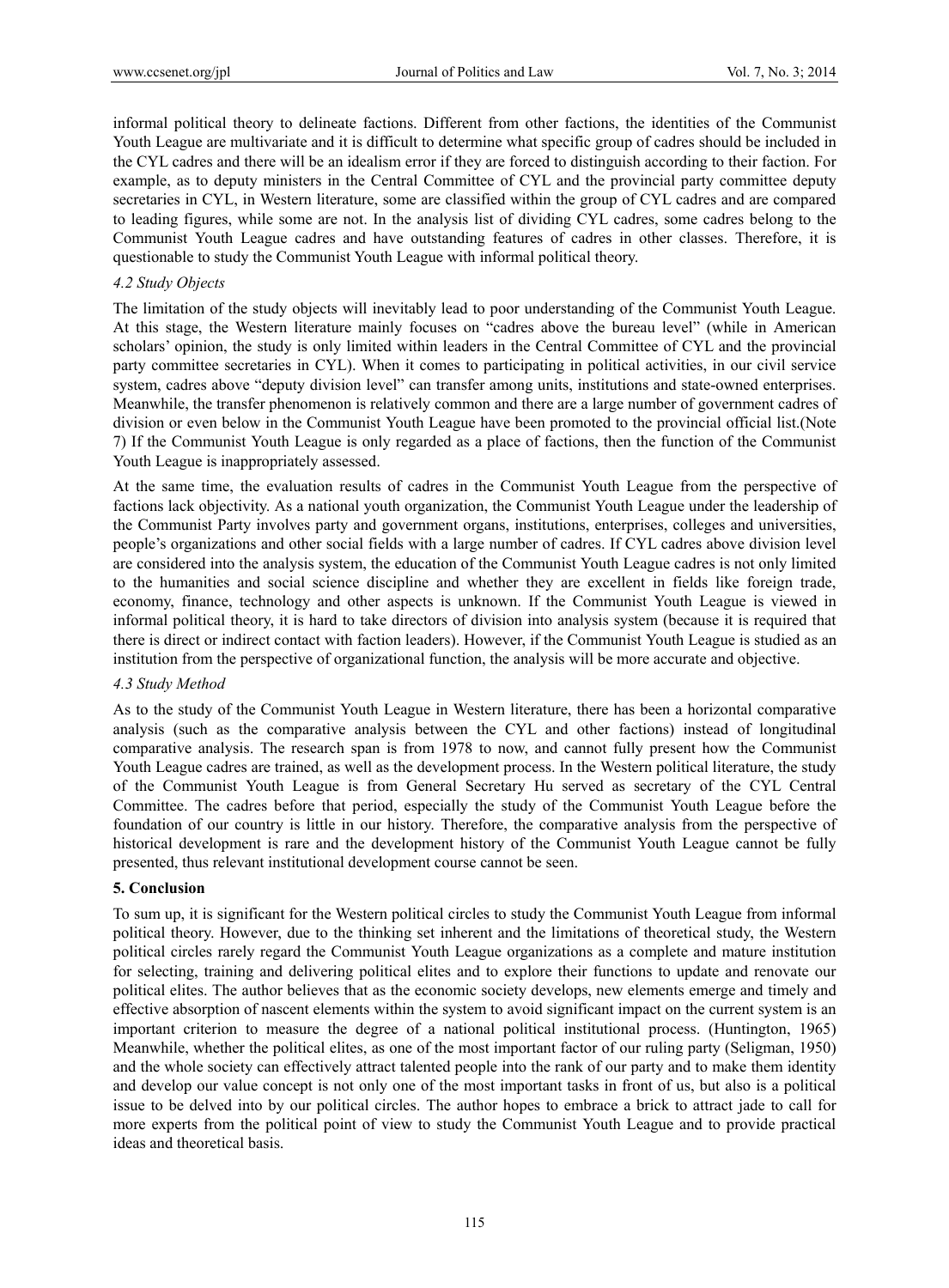informal political theory to delineate factions. Different from other factions, the identities of the Communist Youth League are multivariate and it is difficult to determine what specific group of cadres should be included in the CYL cadres and there will be an idealism error if they are forced to distinguish according to their faction. For example, as to deputy ministers in the Central Committee of CYL and the provincial party committee deputy secretaries in CYL, in Western literature, some are classified within the group of CYL cadres and are compared to leading figures, while some are not. In the analysis list of dividing CYL cadres, some cadres belong to the Communist Youth League cadres and have outstanding features of cadres in other classes. Therefore, it is questionable to study the Communist Youth League with informal political theory.

### *4.2 Study Objects*

The limitation of the study objects will inevitably lead to poor understanding of the Communist Youth League. At this stage, the Western literature mainly focuses on "cadres above the bureau level" (while in American scholars' opinion, the study is only limited within leaders in the Central Committee of CYL and the provincial party committee secretaries in CYL). When it comes to participating in political activities, in our civil service system, cadres above "deputy division level" can transfer among units, institutions and state-owned enterprises. Meanwhile, the transfer phenomenon is relatively common and there are a large number of government cadres of division or even below in the Communist Youth League have been promoted to the provincial official list.(Note 7) If the Communist Youth League is only regarded as a place of factions, then the function of the Communist Youth League is inappropriately assessed.

At the same time, the evaluation results of cadres in the Communist Youth League from the perspective of factions lack objectivity. As a national youth organization, the Communist Youth League under the leadership of the Communist Party involves party and government organs, institutions, enterprises, colleges and universities, people's organizations and other social fields with a large number of cadres. If CYL cadres above division level are considered into the analysis system, the education of the Communist Youth League cadres is not only limited to the humanities and social science discipline and whether they are excellent in fields like foreign trade, economy, finance, technology and other aspects is unknown. If the Communist Youth League is viewed in informal political theory, it is hard to take directors of division into analysis system (because it is required that there is direct or indirect contact with faction leaders). However, if the Communist Youth League is studied as an institution from the perspective of organizational function, the analysis will be more accurate and objective.

### *4.3 Study Method*

As to the study of the Communist Youth League in Western literature, there has been a horizontal comparative analysis (such as the comparative analysis between the CYL and other factions) instead of longitudinal comparative analysis. The research span is from 1978 to now, and cannot fully present how the Communist Youth League cadres are trained, as well as the development process. In the Western political literature, the study of the Communist Youth League is from General Secretary Hu served as secretary of the CYL Central Committee. The cadres before that period, especially the study of the Communist Youth League before the foundation of our country is little in our history. Therefore, the comparative analysis from the perspective of historical development is rare and the development history of the Communist Youth League cannot be fully presented, thus relevant institutional development course cannot be seen.

## **5. Conclusion**

To sum up, it is significant for the Western political circles to study the Communist Youth League from informal political theory. However, due to the thinking set inherent and the limitations of theoretical study, the Western political circles rarely regard the Communist Youth League organizations as a complete and mature institution for selecting, training and delivering political elites and to explore their functions to update and renovate our political elites. The author believes that as the economic society develops, new elements emerge and timely and effective absorption of nascent elements within the system to avoid significant impact on the current system is an important criterion to measure the degree of a national political institutional process. (Huntington, 1965) Meanwhile, whether the political elites, as one of the most important factor of our ruling party (Seligman, 1950) and the whole society can effectively attract talented people into the rank of our party and to make them identity and develop our value concept is not only one of the most important tasks in front of us, but also is a political issue to be delved into by our political circles. The author hopes to embrace a brick to attract jade to call for more experts from the political point of view to study the Communist Youth League and to provide practical ideas and theoretical basis.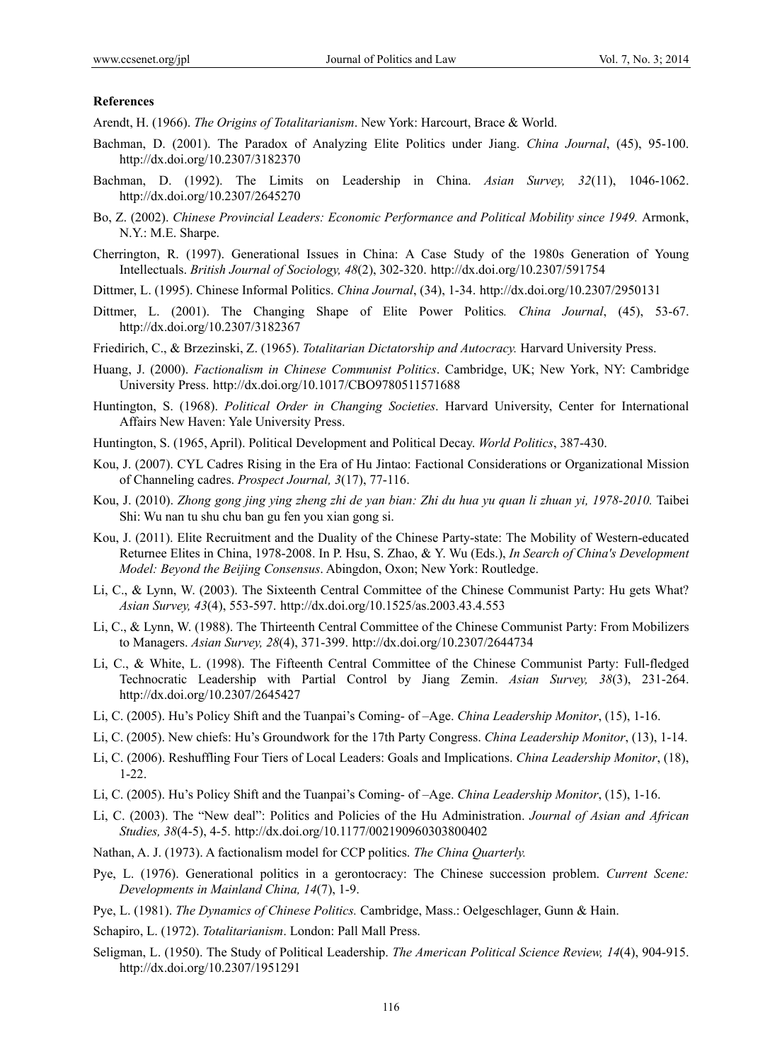**References**

Arendt, H. (1966). *The Origins of Totalitarianism*. New York: Harcourt, Brace & World.

Bachman, D. (2001). The Paradox of Analyzing Elite Politics under Jiang. *China Journal*, (45), 95-100. http://dx.doi.org/10.2307/3182370

Bachman, D. (1992). The Limits on Leadership in China. *Asian Survey, 32*(11), 1046-1062. http://dx.doi.org/10.2307/2645270

Bo, Z. (2002). *Chinese Provincial Leaders: Economic Performance and Political Mobility since 1949.* Armonk, N.Y.: M.E. Sharpe.

Cherrington, R. (1997). Generational Issues in China: A Case Study of the 1980s Generation of Young Intellectuals. *British Journal of Sociology, 48*(2), 302-320. http://dx.doi.org/10.2307/591754

Dittmer, L. (1995). Chinese Informal Politics. *China Journal*, (34), 1-34. http://dx.doi.org/10.2307/2950131

Dittmer, L. (2001). The Changing Shape of Elite Power Politics*.* *China Journal*, (45), 53-67. http://dx.doi.org/10.2307/3182367

Friedirich, C., & Brzezinski, Z. (1965). *Totalitarian Dictatorship and Autocracy.* Harvard University Press.

Huang, J. (2000). *Factionalism in Chinese Communist Politics*. Cambridge, UK; New York, NY: Cambridge University Press. http://dx.doi.org/10.1017/CBO9780511571688

Huntington, S. (1968). *Political Order in Changing Societies*. Harvard University, Center for International Affairs New Haven: Yale University Press.

Huntington, S. (1965, April). Political Development and Political Decay. *World Politics*, 387-430.

Kou, J. (2007). CYL Cadres Rising in the Era of Hu Jintao: Factional Considerations or Organizational Mission of Channeling cadres. *Prospect Journal, 3*(17), 77-116.

Kou, J. (2010). *Zhong gong jing ying zheng zhi de yan bian: Zhi du hua yu quan li zhuan yi, 1978-2010.* Taibei Shi: Wu nan tu shu chu ban gu fen you xian gong si.

Kou, J. (2011). Elite Recruitment and the Duality of the Chinese Party-state: The Mobility of Western-educated Returnee Elites in China, 1978-2008. In P. Hsu, S. Zhao, & Y. Wu (Eds.), *In Search of China's Development Model: Beyond the Beijing Consensus*. Abingdon, Oxon; New York: Routledge.

Li, C., & Lynn, W. (2003). The Sixteenth Central Committee of the Chinese Communist Party: Hu gets What? *Asian Survey, 43*(4), 553-597. http://dx.doi.org/10.1525/as.2003.43.4.553

Li, C., & Lynn, W. (1988). The Thirteenth Central Committee of the Chinese Communist Party: From Mobilizers to Managers. *Asian Survey, 28*(4), 371-399. http://dx.doi.org/10.2307/2644734

Li, C., & White, L. (1998). The Fifteenth Central Committee of the Chinese Communist Party: Full-fledged Technocratic Leadership with Partial Control by Jiang Zemin. *Asian Survey, 38*(3), 231-264. http://dx.doi.org/10.2307/2645427

Li, C. (2005). Hu's Policy Shift and the Tuanpai's Coming- of –Age. *China Leadership Monitor*, (15), 1-16.

Li, C. (2005). New chiefs: Hu's Groundwork for the 17th Party Congress. *China Leadership Monitor*, (13), 1-14.

Li, C. (2006). Reshuffling Four Tiers of Local Leaders: Goals and Implications. *China Leadership Monitor*, (18), 1-22.

Li, C. (2005). Hu's Policy Shift and the Tuanpai's Coming- of –Age. *China Leadership Monitor*, (15), 1-16.

Li, C. (2003). The "New deal": Politics and Policies of the Hu Administration. *Journal of Asian and African Studies, 38*(4-5), 4-5. http://dx.doi.org/10.1177/002190960303800402

Nathan, A. J. (1973). A factionalism model for CCP politics. *The China Quarterly.*

Pye, L. (1976). Generational politics in a gerontocracy: The Chinese succession problem. *Current Scene: Developments in Mainland China, 14*(7), 1-9.

Pye, L. (1981). *The Dynamics of Chinese Politics.* Cambridge, Mass.: Oelgeschlager, Gunn & Hain.

Schapiro, L. (1972). *Totalitarianism*. London: Pall Mall Press.

Seligman, L. (1950). The Study of Political Leadership. *The American Political Science Review, 14*(4), 904-915. http://dx.doi.org/10.2307/1951291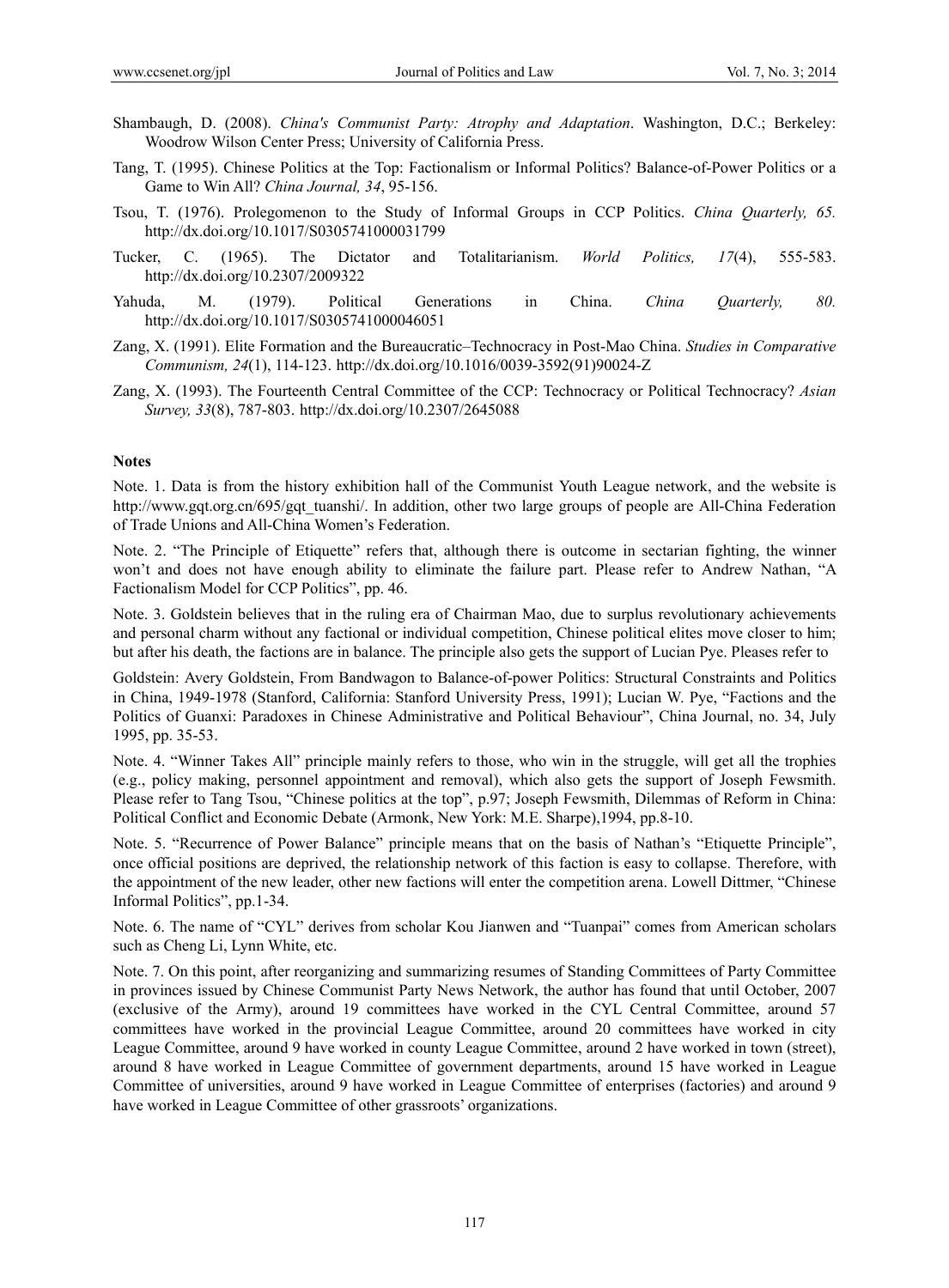Shambaugh, D. (2008). *China's Communist Party: Atrophy and Adaptation*. Washington, D.C.; Berkeley: Woodrow Wilson Center Press; University of California Press.

Tang, T. (1995). Chinese Politics at the Top: Factionalism or Informal Politics? Balance-of-Power Politics or a Game to Win All? *China Journal, 34*, 95-156.

Tsou, T. (1976). Prolegomenon to the Study of Informal Groups in CCP Politics. *China Quarterly, 65.* http://dx.doi.org/10.1017/S0305741000031799

Tucker, C. (1965). The Dictator and Totalitarianism. *World Politics, 17*(4), 555-583. http://dx.doi.org/10.2307/2009322

Yahuda, M. (1979). Political Generations in China. *China Quarterly, 80.* http://dx.doi.org/10.1017/S0305741000046051

Zang, X. (1991). Elite Formation and the Bureaucratic–Technocracy in Post-Mao China. *Studies in Comparative Communism, 24*(1), 114-123. http://dx.doi.org/10.1016/0039-3592(91)90024-Z

Zang, X. (1993). The Fourteenth Central Committee of the CCP: Technocracy or Political Technocracy? *Asian Survey, 33*(8), 787-803. http://dx.doi.org/10.2307/2645088

**Notes**

Note. 1. Data is from the history exhibition hall of the Communist Youth League network, and the website is http://www.gqt.org.cn/695/gqt_tuanshi/. In addition, other two large groups of people are All-China Federation of Trade Unions and All-China Women's Federation.

Note. 2. "The Principle of Etiquette" refers that, although there is outcome in sectarian fighting, the winner won't and does not have enough ability to eliminate the failure part. Please refer to Andrew Nathan, "A Factionalism Model for CCP Politics", pp. 46.

Note. 3. Goldstein believes that in the ruling era of Chairman Mao, due to surplus revolutionary achievements and personal charm without any factional or individual competition, Chinese political elites move closer to him; but after his death, the factions are in balance. The principle also gets the support of Lucian Pye. Pleases refer to

Goldstein: Avery Goldstein, From Bandwagon to Balance-of-power Politics: Structural Constraints and Politics in China, 1949-1978 (Stanford, California: Stanford University Press, 1991); Lucian W. Pye, "Factions and the Politics of Guanxi: Paradoxes in Chinese Administrative and Political Behaviour", China Journal, no. 34, July 1995, pp. 35-53.

Note. 4. "Winner Takes All" principle mainly refers to those, who win in the struggle, will get all the trophies (e.g., policy making, personnel appointment and removal), which also gets the support of Joseph Fewsmith. Please refer to Tang Tsou, "Chinese politics at the top", p.97; Joseph Fewsmith, Dilemmas of Reform in China: Political Conflict and Economic Debate (Armonk, New York: M.E. Sharpe),1994, pp.8-10.

Note. 5. "Recurrence of Power Balance" principle means that on the basis of Nathan's "Etiquette Principle", once official positions are deprived, the relationship network of this faction is easy to collapse. Therefore, with the appointment of the new leader, other new factions will enter the competition arena. Lowell Dittmer, "Chinese Informal Politics", pp.1-34.

Note. 6. The name of "CYL" derives from scholar Kou Jianwen and "Tuanpai" comes from American scholars such as Cheng Li, Lynn White, etc.

Note. 7. On this point, after reorganizing and summarizing resumes of Standing Committees of Party Committee in provinces issued by Chinese Communist Party News Network, the author has found that until October, 2007 (exclusive of the Army), around 19 committees have worked in the CYL Central Committee, around 57 committees have worked in the provincial League Committee, around 20 committees have worked in city League Committee, around 9 have worked in county League Committee, around 2 have worked in town (street), around 8 have worked in League Committee of government departments, around 15 have worked in League Committee of universities, around 9 have worked in League Committee of enterprises (factories) and around 9 have worked in League Committee of other grassroots' organizations.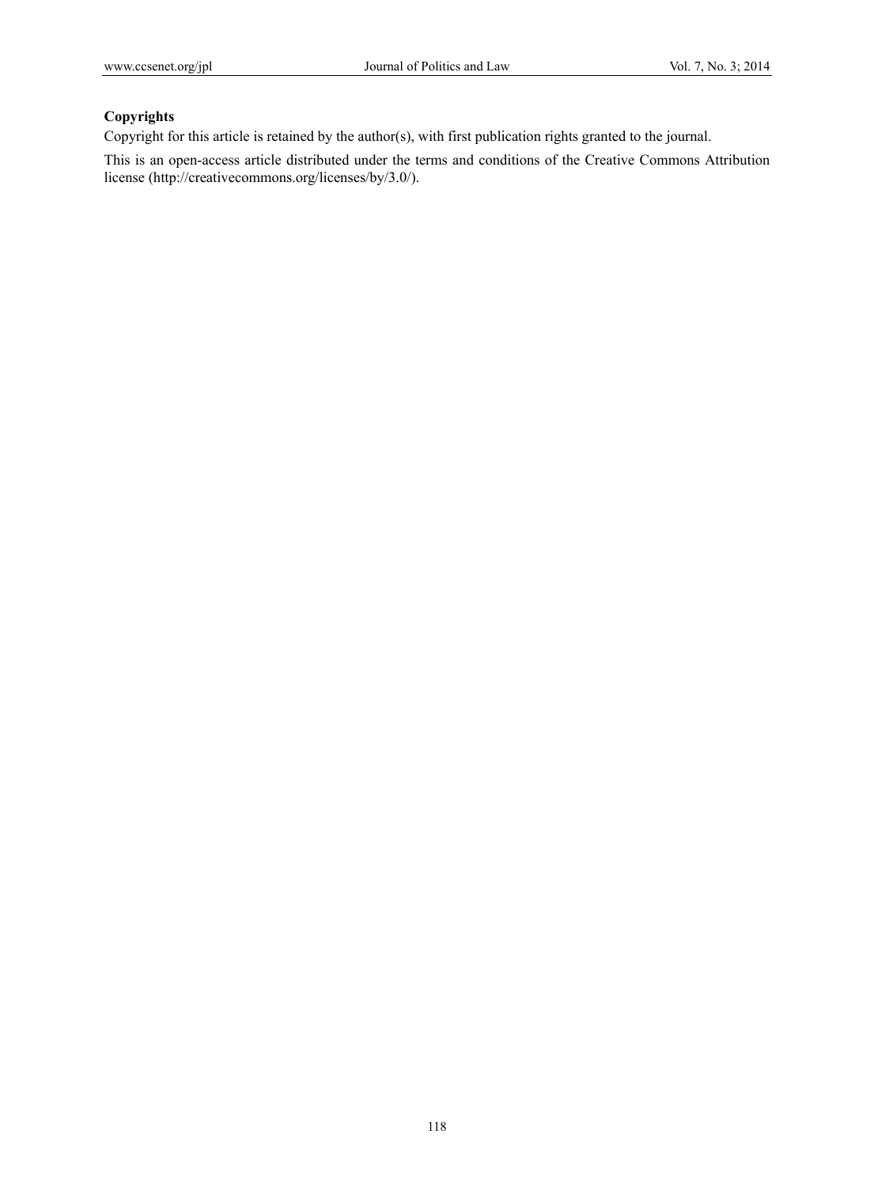**Copyrights**

Copyright for this article is retained by the author(s), with first publication rights granted to the journal.

This is an open-access article distributed under the terms and conditions of the Creative Commons Attribution license (http://creativecommons.org/licenses/by/3.0/).